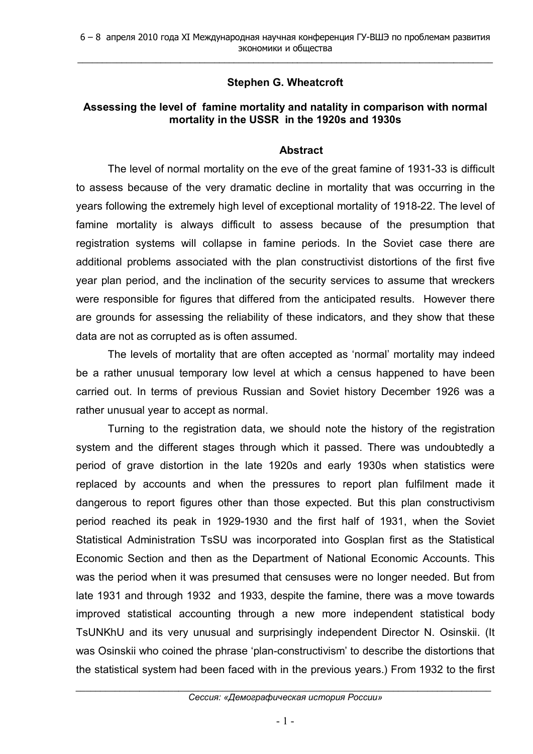**Stephen G. Wheatcroft**

## Assessing the level of famine mortality and natality in comparison with normal mortality in the USSR in the 1920s and 1930s

### Abstract

The level of normal mortality on the eve of the great famine of 1931-33 is difficult to assess because of the very dramatic decline in mortality that was occurring in the years following the extremely high level of exceptional mortality of 1918-22. The level of famine mortality is always difficult to assess because of the presumption that registration systems will collapse in famine periods. In the Soviet case there are additional problems associated with the plan constructivist distortions of the first five year plan period, and the inclination of the security services to assume that wreckers were responsible for figures that differed from the anticipated results. However there are grounds for assessing the reliability of these indicators, and they show that these data are not as corrupted as is often assumed.

The levels of mortality that are often accepted as 'normal' mortality may indeed be a rather unusual temporary low level at which a census happened to have been carried out. In terms of previous Russian and Soviet history December 1926 was a rather unusual year to accept as normal.

Turning to the registration data, we should note the history of the registration system and the different stages through which it passed. There was undoubtedly a period of grave distortion in the late 1920s and early 1930s when statistics were replaced by accounts and when the pressures to report plan fulfilment made it dangerous to report figures other than those expected. But this plan constructivism period reached its peak in 1929-1930 and the first half of 1931, when the Soviet Statistical Administration TsSU was incorporated into Gosplan first as the Statistical Economic Section and then as the Department of National Economic Accounts. This was the period when it was presumed that censuses were no longer needed. But from late 1931 and through 1932 and 1933, despite the famine, there was a move towards improved statistical accounting through a new more independent statistical body TsUNKhU and its very unusual and surprisingly independent Director N. Osinskii. (It was Osinskii who coined the phrase 'plan-constructivism' to describe the distortions that the statistical system had been faced with in the previous years.) From 1932 to the first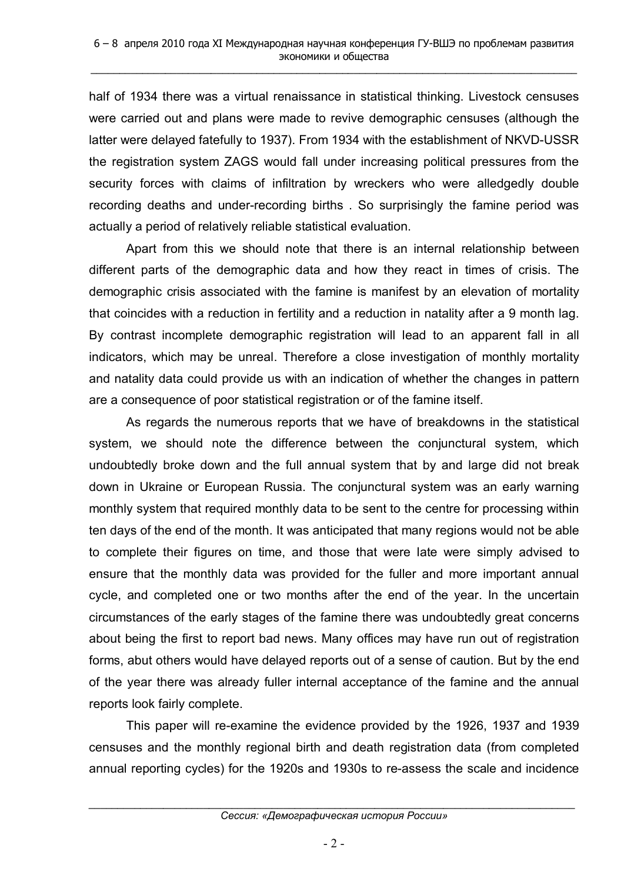half of 1934 there was a virtual renaissance in statistical thinking. Livestock censuses were carried out and plans were made to revive demographic censuses (although the latter were delayed fatefully to 1937). From 1934 with the establishment of NKVD-USSR the registration system ZAGS would fall under increasing political pressures from the security forces with claims of infiltration by wreckers who were alledgedly double recording deaths and under-recording births . So surprisingly the famine period was actually a period of relatively reliable statistical evaluation.

Apart from this we should note that there is an internal relationship between different parts of the demographic data and how they react in times of crisis. The demographic crisis associated with the famine is manifest by an elevation of mortality that coincides with a reduction in fertility and a reduction in natality after a 9 month lag. By contrast incomplete demographic registration will lead to an apparent fall in all indicators, which may be unreal. Therefore a close investigation of monthly mortality and natality data could provide us with an indication of whether the changes in pattern are a consequence of poor statistical registration or of the famine itself.

As regards the numerous reports that we have of breakdowns in the statistical system, we should note the difference between the conjunctural system, which undoubtedly broke down and the full annual system that by and large did not break down in Ukraine or European Russia. The conjunctural system was an early warning monthly system that required monthly data to be sent to the centre for processing within ten days of the end of the month. It was anticipated that many regions would not be able to complete their figures on time, and those that were late were simply advised to ensure that the monthly data was provided for the fuller and more important annual cycle, and completed one or two months after the end of the year. In the uncertain circumstances of the early stages of the famine there was undoubtedly great concerns about being the first to report bad news. Many offices may have run out of registration forms, abut others would have delayed reports out of a sense of caution. But by the end of the year there was already fuller internal acceptance of the famine and the annual reports look fairly complete.

This paper will re-examine the evidence provided by the 1926, 1937 and 1939 censuses and the monthly regional birth and death registration data (from completed annual reporting cycles) for the 1920s and 1930s to re-assess the scale and incidence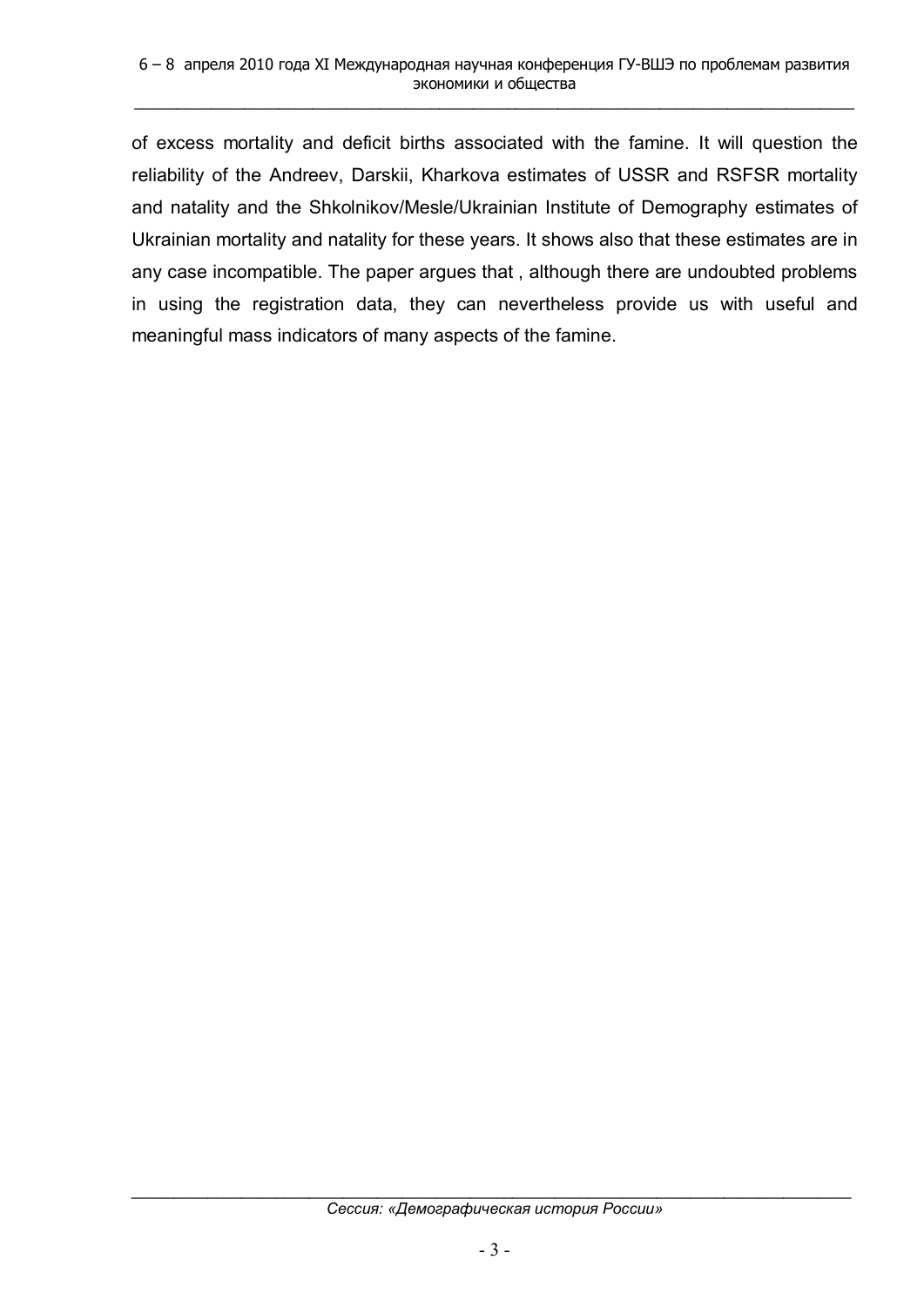of excess mortality and deficit births associated with the famine. It will question the reliability of the Andreev, Darskii, Kharkova estimates of USSR and RSFSR mortality and natality and the Shkolnikov/Mesle/Ukrainian Institute of Demography estimates of Ukrainian mortality and natality for these years. It shows also that these estimates are in any case incompatible. The paper argues that , although there are undoubted problems in using the registration data, they can nevertheless provide us with useful and meaningful mass indicators of many aspects of the famine.